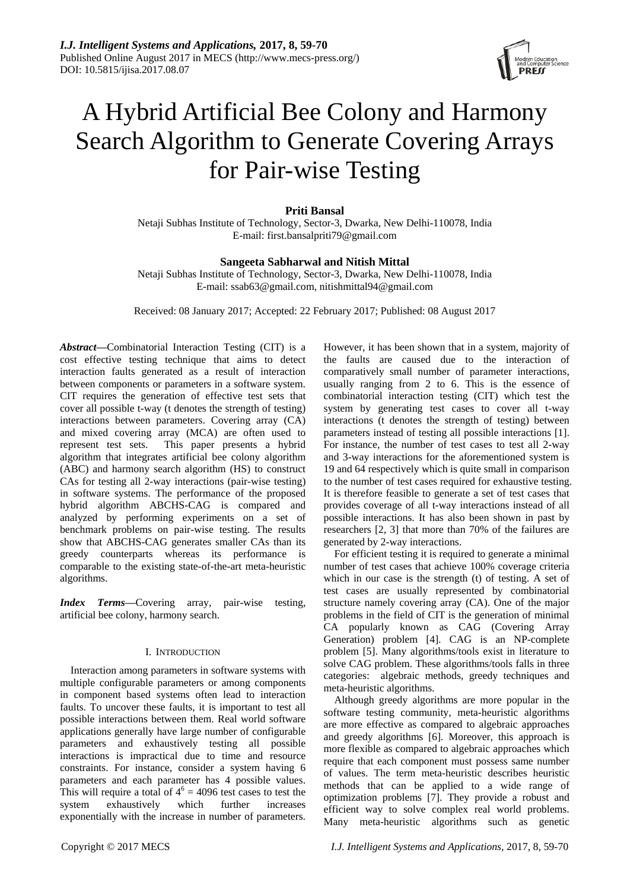# A Hybrid Artificial Bee Colony and Harmony Search Algorithm to Generate Covering Arrays for Pair-wise Testing

**Priti Bansal**

Netaji Subhas Institute of Technology, Sector-3, Dwarka, New Delhi-110078, India
E-mail: first.bansalpriti79@gmail.com

**Sangeeta Sabharwal and Nitish Mittal**

Netaji Subhas Institute of Technology, Sector-3, Dwarka, New Delhi-110078, India
E-mail: ssab63@gmail.com, nitishmittal94@gmail.com

Received: 08 January 2017; Accepted: 22 February 2017; Published: 08 August 2017

***Abstract*—**Combinatorial Interaction Testing (CIT) is a cost effective testing technique that aims to detect interaction faults generated as a result of interaction between components or parameters in a software system. CIT requires the generation of effective test sets that cover all possible t-way (t denotes the strength of testing) interactions between parameters. Covering array (CA) and mixed covering array (MCA) are often used to represent test sets. This paper presents a hybrid algorithm that integrates artificial bee colony algorithm (ABC) and harmony search algorithm (HS) to construct CAs for testing all 2-way interactions (pair-wise testing) in software systems. The performance of the proposed hybrid algorithm ABCHS-CAG is compared and analyzed by performing experiments on a set of benchmark problems on pair-wise testing. The results show that ABCHS-CAG generates smaller CAs than its greedy counterparts whereas its performance is comparable to the existing state-of-the-art meta-heuristic algorithms.

***Index Terms*—**Covering array, pair-wise testing, artificial bee colony, harmony search.

## I. Introduction

Interaction among parameters in software systems with multiple configurable parameters or among components in component based systems often lead to interaction faults. To uncover these faults, it is important to test all possible interactions between them. Real world software applications generally have large number of configurable parameters and exhaustively testing all possible interactions is impractical due to time and resource constraints. For instance, consider a system having 6 parameters and each parameter has 4 possible values. This will require a total of $4^6 = 4096$ test cases to test the system exhaustively which further increases exponentially with the increase in number of parameters. However, it has been shown that in a system, majority of the faults are caused due to the interaction of comparatively small number of parameter interactions, usually ranging from 2 to 6. This is the essence of combinatorial interaction testing (CIT) which test the system by generating test cases to cover all t-way interactions (t denotes the strength of testing) between parameters instead of testing all possible interactions [1]. For instance, the number of test cases to test all 2-way and 3-way interactions for the aforementioned system is 19 and 64 respectively which is quite small in comparison to the number of test cases required for exhaustive testing. It is therefore feasible to generate a set of test cases that provides coverage of all t-way interactions instead of all possible interactions. It has also been shown in past by researchers [2, 3] that more than 70% of the failures are generated by 2-way interactions.

For efficient testing it is required to generate a minimal number of test cases that achieve 100% coverage criteria which in our case is the strength (t) of testing. A set of test cases are usually represented by combinatorial structure namely covering array (CA). One of the major problems in the field of CIT is the generation of minimal CA popularly known as CAG (Covering Array Generation) problem [4]. CAG is an NP-complete problem [5]. Many algorithms/tools exist in literature to solve CAG problem. These algorithms/tools falls in three categories: algebraic methods, greedy techniques and meta-heuristic algorithms.

Although greedy algorithms are more popular in the software testing community, meta-heuristic algorithms are more effective as compared to algebraic approaches and greedy algorithms [6]. Moreover, this approach is more flexible as compared to algebraic approaches which require that each component must possess same number of values. The term meta-heuristic describes heuristic methods that can be applied to a wide range of optimization problems [7]. They provide a robust and efficient way to solve complex real world problems. Many meta-heuristic algorithms such as genetic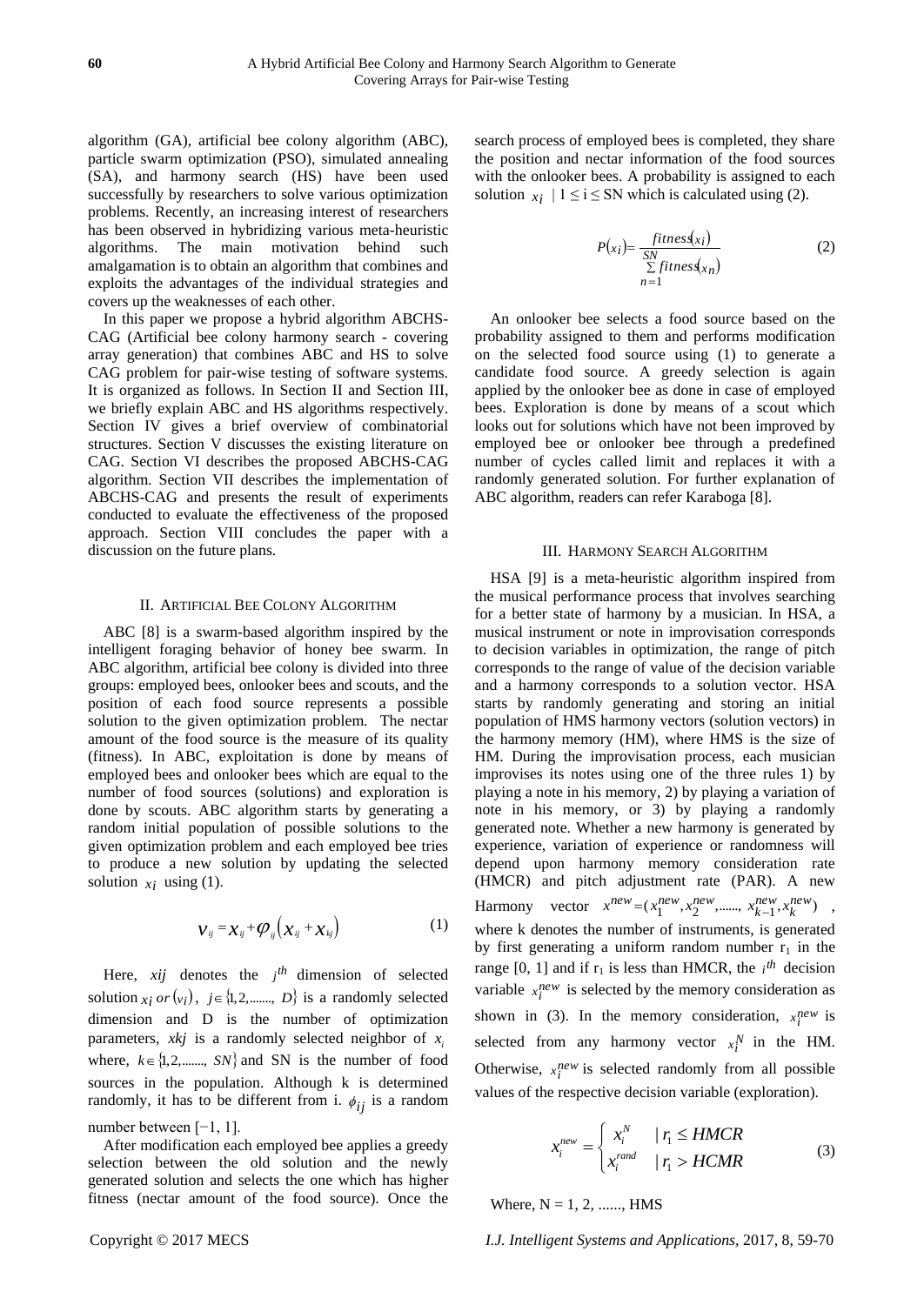algorithm (GA), artificial bee colony algorithm (ABC), particle swarm optimization (PSO), simulated annealing (SA), and harmony search (HS) have been used successfully by researchers to solve various optimization problems. Recently, an increasing interest of researchers has been observed in hybridizing various meta-heuristic algorithms. The main motivation behind such amalgamation is to obtain an algorithm that combines and exploits the advantages of the individual strategies and covers up the weaknesses of each other.

In this paper we propose a hybrid algorithm ABCHS-CAG (Artificial bee colony harmony search - covering array generation) that combines ABC and HS to solve CAG problem for pair-wise testing of software systems. It is organized as follows. In Section II and Section III, we briefly explain ABC and HS algorithms respectively. Section IV gives a brief overview of combinatorial structures. Section V discusses the existing literature on CAG. Section VI describes the proposed ABCHS-CAG algorithm. Section VII describes the implementation of ABCHS-CAG and presents the result of experiments conducted to evaluate the effectiveness of the proposed approach. Section VIII concludes the paper with a discussion on the future plans.

## II. Artificial Bee Colony Algorithm

ABC [8] is a swarm-based algorithm inspired by the intelligent foraging behavior of honey bee swarm. In ABC algorithm, artificial bee colony is divided into three groups: employed bees, onlooker bees and scouts, and the position of each food source represents a possible solution to the given optimization problem. The nectar amount of the food source is the measure of its quality (fitness). In ABC, exploitation is done by means of employed bees and onlooker bees which are equal to the number of food sources (solutions) and exploration is done by scouts. ABC algorithm starts by generating a random initial population of possible solutions to the given optimization problem and each employed bee tries to produce a new solution by updating the selected solution $x_i$ using (1).

$$v_{ij} = x_{ij} + \varphi_{ij}\left(x_{ij} + x_{kj}\right) \tag{1}$$

Here, $xij$ denotes the $j^{th}$ dimension of selected solution $x_i \; or \left(v_i\right)$, $j \in \{1,2,\ldots\ldots, D\}$ is a randomly selected dimension and D is the number of optimization parameters, $xkj$ is a randomly selected neighbor of $x_i$ where, $k \in \{1,2,\ldots\ldots, SN\}$ and SN is the number of food sources in the population. Although k is determined randomly, it has to be different from i. $\phi_{ij}$ is a random number between [−1, 1].

After modification each employed bee applies a greedy selection between the old solution and the newly generated solution and selects the one which has higher fitness (nectar amount of the food source). Once the search process of employed bees is completed, they share the position and nectar information of the food sources with the onlooker bees. A probability is assigned to each solution $x_i \mid 1 \le i \le \text{SN}$ which is calculated using (2).

$$P(x_i) = \frac{fitness(x_i)}{\sum\limits_{n=1}^{SN} fitness(x_n)} \tag{2}$$

An onlooker bee selects a food source based on the probability assigned to them and performs modification on the selected food source using (1) to generate a candidate food source. A greedy selection is again applied by the onlooker bee as done in case of employed bees. Exploration is done by means of a scout which looks out for solutions which have not been improved by employed bee or onlooker bee through a predefined number of cycles called limit and replaces it with a randomly generated solution. For further explanation of ABC algorithm, readers can refer Karaboga [8].

## III. Harmony Search Algorithm

HSA [9] is a meta-heuristic algorithm inspired from the musical performance process that involves searching for a better state of harmony by a musician. In HSA, a musical instrument or note in improvisation corresponds to decision variables in optimization, the range of pitch corresponds to the range of value of the decision variable and a harmony corresponds to a solution vector. HSA starts by randomly generating and storing an initial population of HMS harmony vectors (solution vectors) in the harmony memory (HM), where HMS is the size of HM. During the improvisation process, each musician improvises its notes using one of the three rules 1) by playing a note in his memory, 2) by playing a variation of note in his memory, or 3) by playing a randomly generated note. Whether a new harmony is generated by experience, variation of experience or randomness will depend upon harmony memory consideration rate (HMCR) and pitch adjustment rate (PAR). A new Harmony vector $x^{new} = (x_1^{new}, x_2^{new}, \ldots\ldots, x_{k-1}^{new}, x_k^{new})$, where k denotes the number of instruments, is generated by first generating a uniform random number $r_1$ in the range [0, 1] and if $r_1$ is less than HMCR, the $i^{th}$ decision variable $x_i^{new}$ is selected by the memory consideration as shown in (3). In the memory consideration, $x_i^{new}$ is selected from any harmony vector $x_i^N$ in the HM. Otherwise, $x_i^{new}$ is selected randomly from all possible values of the respective decision variable (exploration).

$$x_i^{new} = \begin{cases} x_i^N & \mid r_1 \le HMCR \\ x_i^{rand} & \mid r_1 > HCMR \end{cases} \tag{3}$$

Where, N = 1, 2, ......, HMS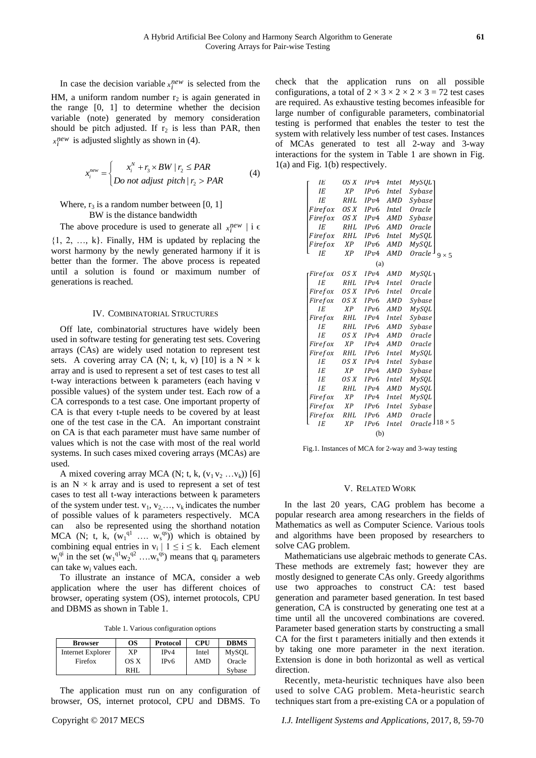In case the decision variable $x_i^{new}$ is selected from the HM, a uniform random number $r_2$ is again generated in the range [0, 1] to determine whether the decision variable (note) generated by memory consideration should be pitch adjusted. If $r_2$ is less than PAR, then $x_i^{new}$ is adjusted slightly as shown in (4).

$$x_i^{new} = \begin{cases} x_i^N + r_3 \times BW \mid r_2 \leq PAR \\ Do\ not\ adjust\ pitch \mid r_2 > PAR \end{cases} \quad (4)$$

Where, $r_3$ is a random number between [0, 1]
BW is the distance bandwidth

The above procedure is used to generate all $x_i^{new} \mid i \in \{1, 2, \ldots, k\}$. Finally, HM is updated by replacing the worst harmony by the newly generated harmony if it is better than the former. The above process is repeated until a solution is found or maximum number of generations is reached.

## IV. Combinatorial Structures

Off late, combinatorial structures have widely been used in software testing for generating test sets. Covering arrays (CAs) are widely used notation to represent test sets. A covering array CA (N; t, k, v) [10] is a N × k array and is used to represent a set of test cases to test all t-way interactions between k parameters (each having v possible values) of the system under test. Each row of a CA corresponds to a test case. One important property of CA is that every t-tuple needs to be covered by at least one of the test case in the CA. An important constraint on CA is that each parameter must have same number of values which is not the case with most of the real world systems. In such cases mixed covering arrays (MCAs) are used.

A mixed covering array MCA (N; t, k, $(v_1 v_2 \ldots v_k)$) [6] is an N × k array and is used to represent a set of test cases to test all t-way interactions between k parameters of the system under test. $v_1, v_2, \ldots, v_k$ indicates the number of possible values of k parameters respectively. MCA can also be represented using the shorthand notation MCA (N; t, k, $(w_1^{q1} \ldots w_s^{qs})$) which is obtained by combining equal entries in $v_i \mid 1 \leq i \leq k$. Each element $w_j^{qi}$ in the set $(w_1^{q1} w_2^{q2} \ldots w_s^{qs})$ means that $q_i$ parameters can take $w_j$ values each.

To illustrate an instance of MCA, consider a web application where the user has different choices of browser, operating system (OS), internet protocols, CPU and DBMS as shown in Table 1.

Table 1. Various configuration options

| Browser | OS | Protocol | CPU | DBMS |
|---|---|---|---|---|
| Internet Explorer | XP | IPv4 | Intel | MySQL |
| Firefox | OS X | IPv6 | AMD | Oracle |
| | RHL | | | Sybase |

The application must run on any configuration of browser, OS, internet protocol, CPU and DBMS. To check that the application runs on all possible configurations, a total of 2 × 3 × 2 × 2 × 3 = 72 test cases are required. As exhaustive testing becomes infeasible for large number of configurable parameters, combinatorial testing is performed that enables the tester to test the system with relatively less number of test cases. Instances of MCAs generated to test all 2-way and 3-way interactions for the system in Table 1 are shown in Fig. 1(a) and Fig. 1(b) respectively.

$$\begin{bmatrix} IE & OS\,X & IPv4 & Intel & MySQL \\ IE & XP & IPv6 & Intel & Sybase \\ IE & RHL & IPv4 & AMD & Sybase \\ Firefox & OS\,X & IPv6 & Intel & Oracle \\ Firefox & OS\,X & IPv4 & AMD & Sybase \\ IE & RHL & IPv6 & AMD & Oracle \\ Firefox & RHL & IPv6 & Intel & MySQL \\ Firefox & XP & IPv6 & AMD & MySQL \\ IE & XP & IPv4 & AMD & Oracle \end{bmatrix}_{9 \times 5}$$

(a)

$$\begin{bmatrix} Firefox & OS\,X & IPv4 & AMD & MySQL \\ IE & RHL & IPv4 & Intel & Oracle \\ Firefox & OS\,X & IPv6 & Intel & Orcale \\ Firefox & OS\,X & IPv6 & AMD & Sybase \\ IE & XP & IPv6 & AMD & MySQL \\ Firefox & RHL & IPv4 & Intel & Sybase \\ IE & RHL & IPv6 & AMD & Sybase \\ IE & OS\,X & IPv4 & AMD & Oracle \\ Firefox & XP & IPv4 & AMD & Oracle \\ Firefox & RHL & IPv6 & Intel & MySQL \\ IE & OS\,X & IPv4 & Intel & Sybase \\ IE & XP & IPv4 & AMD & Sybase \\ IE & OS\,X & IPv6 & Intel & MySQL \\ IE & RHL & IPv4 & AMD & MySQL \\ Firefox & XP & IPv4 & Intel & MySQL \\ Firefox & XP & IPv6 & Intel & Sybase \\ Firefox & RHL & IPv6 & AMD & Oracle \\ IE & XP & IPv6 & Intel & Oracle \end{bmatrix}_{18 \times 5}$$

(b)

Fig.1. Instances of MCA for 2-way and 3-way testing

## V. Related Work

In the last 20 years, CAG problem has become a popular research area among researchers in the fields of Mathematics as well as Computer Science. Various tools and algorithms have been proposed by researchers to solve CAG problem.

Mathematicians use algebraic methods to generate CAs. These methods are extremely fast; however they are mostly designed to generate CAs only. Greedy algorithms use two approaches to construct CA: test based generation and parameter based generation. In test based generation, CA is constructed by generating one test at a time until all the uncovered combinations are covered. Parameter based generation starts by constructing a small CA for the first t parameters initially and then extends it by taking one more parameter in the next iteration. Extension is done in both horizontal as well as vertical direction.

Recently, meta-heuristic techniques have also been used to solve CAG problem. Meta-heuristic search techniques start from a pre-existing CA or a population of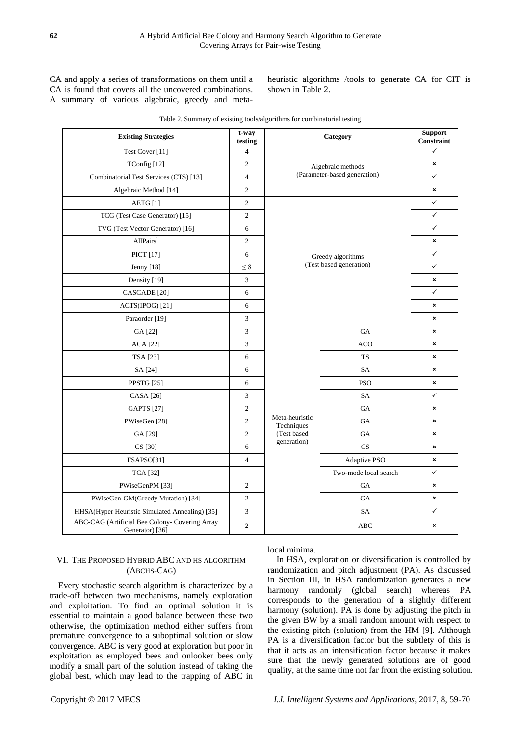CA and apply a series of transformations on them until a CA is found that covers all the uncovered combinations. A summary of various algebraic, greedy and meta-heuristic algorithms /tools to generate CA for CIT is shown in Table 2.

Table 2. Summary of existing tools/algorithms for combinatorial testing

| Existing Strategies | t-way testing | Category | | Support Constraint |
|---|---|---|---|---|
| Test Cover [11] | 4 | Algebraic methods (Parameter-based generation) | | ✓ |
| TConfig [12] | 2 | | | × |
| Combinatorial Test Services (CTS) [13] | 4 | | | ✓ |
| Algebraic Method [14] | 2 | | | × |
| AETG [1] | 2 | Greedy algorithms (Test based generation) | | ✓ |
| TCG (Test Case Generator) [15] | 2 | | | ✓ |
| TVG (Test Vector Generator) [16] | 6 | | | ✓ |
| AllPairs[1] | 2 | | | × |
| PICT [17] | 6 | | | ✓ |
| Jenny [18] | ≤ 8 | | | ✓ |
| Density [19] | 3 | | | × |
| CASCADE [20] | 6 | | | ✓ |
| ACTS(IPOG) [21] | 6 | | | × |
| Paraorder [19] | 3 | | | × |
| GA [22] | 3 | Meta-heuristic Techniques (Test based generation) | GA | × |
| ACA [22] | 3 | | ACO | × |
| TSA [23] | 6 | | TS | × |
| SA [24] | 6 | | SA | × |
| PPSTG [25] | 6 | | PSO | × |
| CASA [26] | 3 | | SA | ✓ |
| GAPTS [27] | 2 | | GA | × |
| PWiseGen [28] | 2 | | GA | × |
| GA [29] | 2 | | GA | × |
| CS [30] | 6 | | CS | × |
| FSAPSO[31] | 4 | | Adaptive PSO | × |
| TCA [32] | | | Two-mode local search | ✓ |
| PWiseGenPM [33] | 2 | | GA | × |
| PWiseGen-GM(Greedy Mutation) [34] | 2 | | GA | × |
| HHSA(Hyper Heuristic Simulated Annealing) [35] | 3 | | SA | ✓ |
| ABC-CAG (Artificial Bee Colony- Covering Array Generator) [36] | 2 | | ABC | × |

## VI. The Proposed Hybrid ABC and HS Algorithm (ABCHS-CAG)

Every stochastic search algorithm is characterized by a trade-off between two mechanisms, namely exploration and exploitation. To find an optimal solution it is essential to maintain a good balance between these two otherwise, the optimization method either suffers from premature convergence to a suboptimal solution or slow convergence. ABC is very good at exploration but poor in exploitation as employed bees and onlooker bees only modify a small part of the solution instead of taking the global best, which may lead to the trapping of ABC in local minima.

In HSA, exploration or diversification is controlled by randomization and pitch adjustment (PA). As discussed in Section III, in HSA randomization generates a new harmony randomly (global search) whereas PA corresponds to the generation of a slightly different harmony (solution). PA is done by adjusting the pitch in the given BW by a small random amount with respect to the existing pitch (solution) from the HM [9]. Although PA is a diversification factor but the subtlety of this is that it acts as an intensification factor because it makes sure that the newly generated solutions are of good quality, at the same time not far from the existing solution.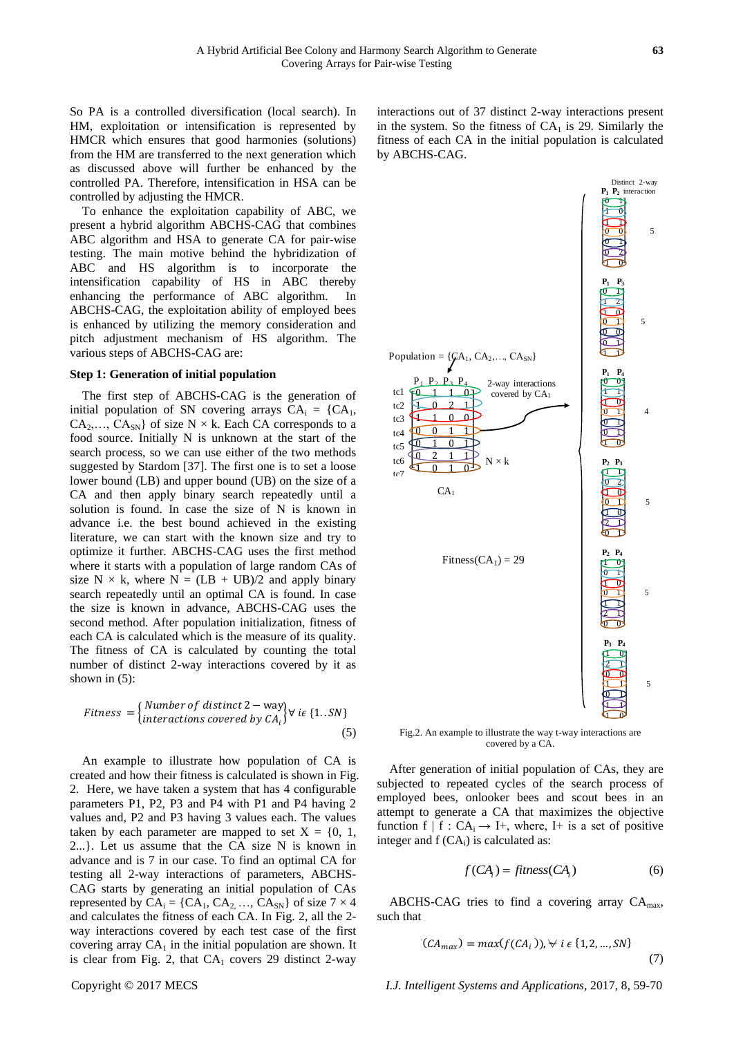So PA is a controlled diversification (local search). In HM, exploitation or intensification is represented by HMCR which ensures that good harmonies (solutions) from the HM are transferred to the next generation which as discussed above will further be enhanced by the controlled PA. Therefore, intensification in HSA can be controlled by adjusting the HMCR.

To enhance the exploitation capability of ABC, we present a hybrid algorithm ABCHS-CAG that combines ABC algorithm and HSA to generate CA for pair-wise testing. The main motive behind the hybridization of ABC and HS algorithm is to incorporate the intensification capability of HS in ABC thereby enhancing the performance of ABC algorithm. In ABCHS-CAG, the exploitation ability of employed bees is enhanced by utilizing the memory consideration and pitch adjustment mechanism of HS algorithm. The various steps of ABCHS-CAG are:

#### Step 1: Generation of initial population

The first step of ABCHS-CAG is the generation of initial population of SN covering arrays $CA_i = \{CA_1, CA_2, \ldots, CA_{SN}\}$ of size $N \times k$. Each CA corresponds to a food source. Initially N is unknown at the start of the search process, so we can use either of the two methods suggested by Stardom [37]. The first one is to set a loose lower bound (LB) and upper bound (UB) on the size of a CA and then apply binary search repeatedly until a solution is found. In case the size of N is known in advance i.e. the best bound achieved in the existing literature, we can start with the known size and try to optimize it further. ABCHS-CAG uses the first method where it starts with a population of large random CAs of size $N \times k$, where $N = (LB + UB)/2$ and apply binary search repeatedly until an optimal CA is found. In case the size is known in advance, ABCHS-CAG uses the second method. After population initialization, fitness of each CA is calculated which is the measure of its quality. The fitness of CA is calculated by counting the total number of distinct 2-way interactions covered by it as shown in (5):

$$Fitness = \left\{ \begin{matrix} Number\ of\ distinct\ 2-way \\ interactions\ covered\ by\ CA_i \end{matrix} \right\} \forall\ i \epsilon \{1..SN\} \tag{5}$$

An example to illustrate how population of CA is created and how their fitness is calculated is shown in Fig. 2. Here, we have taken a system that has 4 configurable parameters P1, P2, P3 and P4 with P1 and P4 having 2 values and, P2 and P3 having 3 values each. The values taken by each parameter are mapped to set $X = \{0, 1, 2...\}$. Let us assume that the CA size N is known in advance and is 7 in our case. To find an optimal CA for testing all 2-way interactions of parameters, ABCHS-CAG starts by generating an initial population of CAs represented by $CA_i = \{CA_1, CA_2, \ldots, CA_{SN}\}$ of size $7 \times 4$ and calculates the fitness of each CA. In Fig. 2, all the 2-way interactions covered by each test case of the first covering array $CA_1$ in the initial population are shown. It is clear from Fig. 2, that $CA_1$ covers 29 distinct 2-way interactions out of 37 distinct 2-way interactions present in the system. So the fitness of $CA_1$ is 29. Similarly the fitness of each CA in the initial population is calculated by ABCHS-CAG.

Fig.2. An example to illustrate the way t-way interactions are covered by a CA.

After generation of initial population of CAs, they are subjected to repeated cycles of the search process of employed bees, onlooker bees and scout bees in an attempt to generate a CA that maximizes the objective function $f \mid f : CA_i \rightarrow I+$, where, I+ is a set of positive integer and $f(CA_i)$ is calculated as:

$$f(CA_i) = fitness(CA_i) \tag{6}$$

ABCHS-CAG tries to find a covering array $CA_{max}$, such that

$$(CA_{max}) = max(f(CA_i)), \forall\ i \in \{1, 2, \ldots, SN\} \tag{7}$$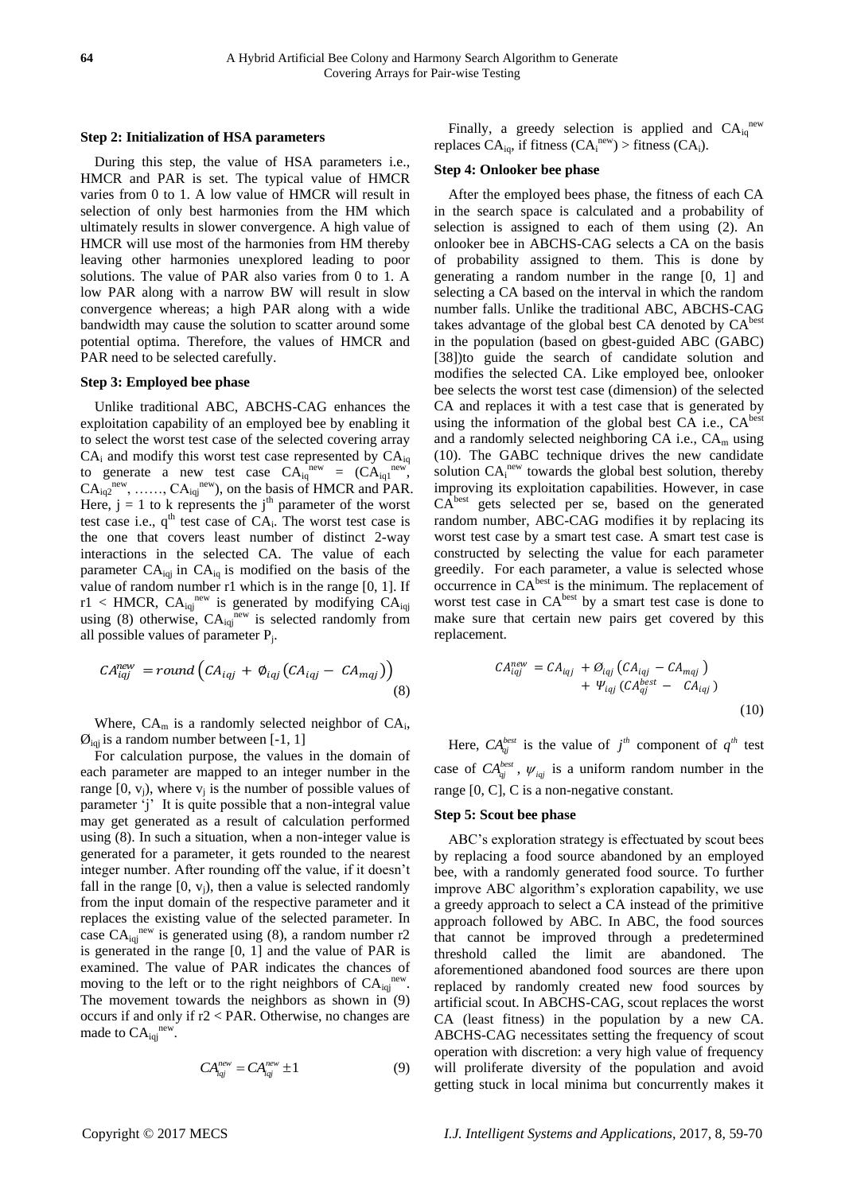**Step 2: Initialization of HSA parameters**

During this step, the value of HSA parameters i.e., HMCR and PAR is set. The typical value of HMCR varies from 0 to 1. A low value of HMCR will result in selection of only best harmonies from the HM which ultimately results in slower convergence. A high value of HMCR will use most of the harmonies from HM thereby leaving other harmonies unexplored leading to poor solutions. The value of PAR also varies from 0 to 1. A low PAR along with a narrow BW will result in slow convergence whereas; a high PAR along with a wide bandwidth may cause the solution to scatter around some potential optima. Therefore, the values of HMCR and PAR need to be selected carefully.

**Step 3: Employed bee phase**

Unlike traditional ABC, ABCHS-CAG enhances the exploitation capability of an employed bee by enabling it to select the worst test case of the selected covering array $CA_i$ and modify this worst test case represented by $CA_{iq}$ to generate a new test case $CA_{iq}^{new}$ = ($CA_{iq1}^{new}$, $CA_{iq2}^{new}$, ……, $CA_{iqj}^{new}$), on the basis of HMCR and PAR. Here, j = 1 to k represents the $j^{th}$ parameter of the worst test case i.e., $q^{th}$ test case of $CA_i$. The worst test case is the one that covers least number of distinct 2-way interactions in the selected CA. The value of each parameter $CA_{iqj}$ in $CA_{iq}$ is modified on the basis of the value of random number r1 which is in the range [0, 1]. If r1 < HMCR, $CA_{iqj}^{new}$ is generated by modifying $CA_{iqj}$ using (8) otherwise, $CA_{iqj}^{new}$ is selected randomly from all possible values of parameter $P_j$.

$$CA_{iqj}^{new} = round\left(CA_{iqj} + \emptyset_{iqj}\left(CA_{iqj} - CA_{mqj}\right)\right) \tag{8}$$

Where, $CA_m$ is a randomly selected neighbor of $CA_i$, $\emptyset_{iqj}$ is a random number between [-1, 1]

For calculation purpose, the values in the domain of each parameter are mapped to an integer number in the range [0, $v_j$), where $v_j$ is the number of possible values of parameter 'j' It is quite possible that a non-integral value may get generated as a result of calculation performed using (8). In such a situation, when a non-integer value is generated for a parameter, it gets rounded to the nearest integer number. After rounding off the value, if it doesn't fall in the range [0, $v_j$), then a value is selected randomly from the input domain of the respective parameter and it replaces the existing value of the selected parameter. In case $CA_{iqj}^{new}$ is generated using (8), a random number r2 is generated in the range [0, 1] and the value of PAR is examined. The value of PAR indicates the chances of moving to the left or to the right neighbors of $CA_{iqj}^{new}$. The movement towards the neighbors as shown in (9) occurs if and only if r2 < PAR. Otherwise, no changes are made to $CA_{iqj}^{new}$.

$$CA_{iqj}^{new} = CA_{iqj}^{new} \pm 1 \tag{9}$$

Finally, a greedy selection is applied and $CA_{iq}^{new}$ replaces $CA_{iq}$, if fitness ($CA_i^{new}$) > fitness ($CA_i$).

**Step 4: Onlooker bee phase**

After the employed bees phase, the fitness of each CA in the search space is calculated and a probability of selection is assigned to each of them using (2). An onlooker bee in ABCHS-CAG selects a CA on the basis of probability assigned to them. This is done by generating a random number in the range [0, 1] and selecting a CA based on the interval in which the random number falls. Unlike the traditional ABC, ABCHS-CAG takes advantage of the global best CA denoted by $CA^{best}$ in the population (based on gbest-guided ABC (GABC) [38])to guide the search of candidate solution and modifies the selected CA. Like employed bee, onlooker bee selects the worst test case (dimension) of the selected CA and replaces it with a test case that is generated by using the information of the global best CA i.e., $CA^{best}$ and a randomly selected neighboring CA i.e., $CA_m$ using (10). The GABC technique drives the new candidate solution $CA_i^{new}$ towards the global best solution, thereby improving its exploitation capabilities. However, in case $CA^{best}$ gets selected per se, based on the generated random number, ABC-CAG modifies it by replacing its worst test case by a smart test case. A smart test case is constructed by selecting the value for each parameter greedily. For each parameter, a value is selected whose occurrence in $CA^{best}$ is the minimum. The replacement of worst test case in $CA^{best}$ by a smart test case is done to make sure that certain new pairs get covered by this replacement.

$$CA_{iqj}^{new} = CA_{iqj} + \emptyset_{iqj}\left(CA_{iqj} - CA_{mqj}\right) + \Psi_{iqj}\left(CA_{qj}^{best} - CA_{iqj}\right) \tag{10}$$

Here, $CA_{qj}^{best}$ is the value of $j^{th}$ component of $q^{th}$ test case of $CA_{qj}^{best}$, $\psi_{iqj}$ is a uniform random number in the range [0, C], C is a non-negative constant.

**Step 5: Scout bee phase**

ABC's exploration strategy is effectuated by scout bees by replacing a food source abandoned by an employed bee, with a randomly generated food source. To further improve ABC algorithm's exploration capability, we use a greedy approach to select a CA instead of the primitive approach followed by ABC. In ABC, the food sources that cannot be improved through a predetermined threshold called the limit are abandoned. The aforementioned abandoned food sources are there upon replaced by randomly created new food sources by artificial scout. In ABCHS-CAG, scout replaces the worst CA (least fitness) in the population by a new CA. ABCHS-CAG necessitates setting the frequency of scout operation with discretion: a very high value of frequency will proliferate diversity of the population and avoid getting stuck in local minima but concurrently makes it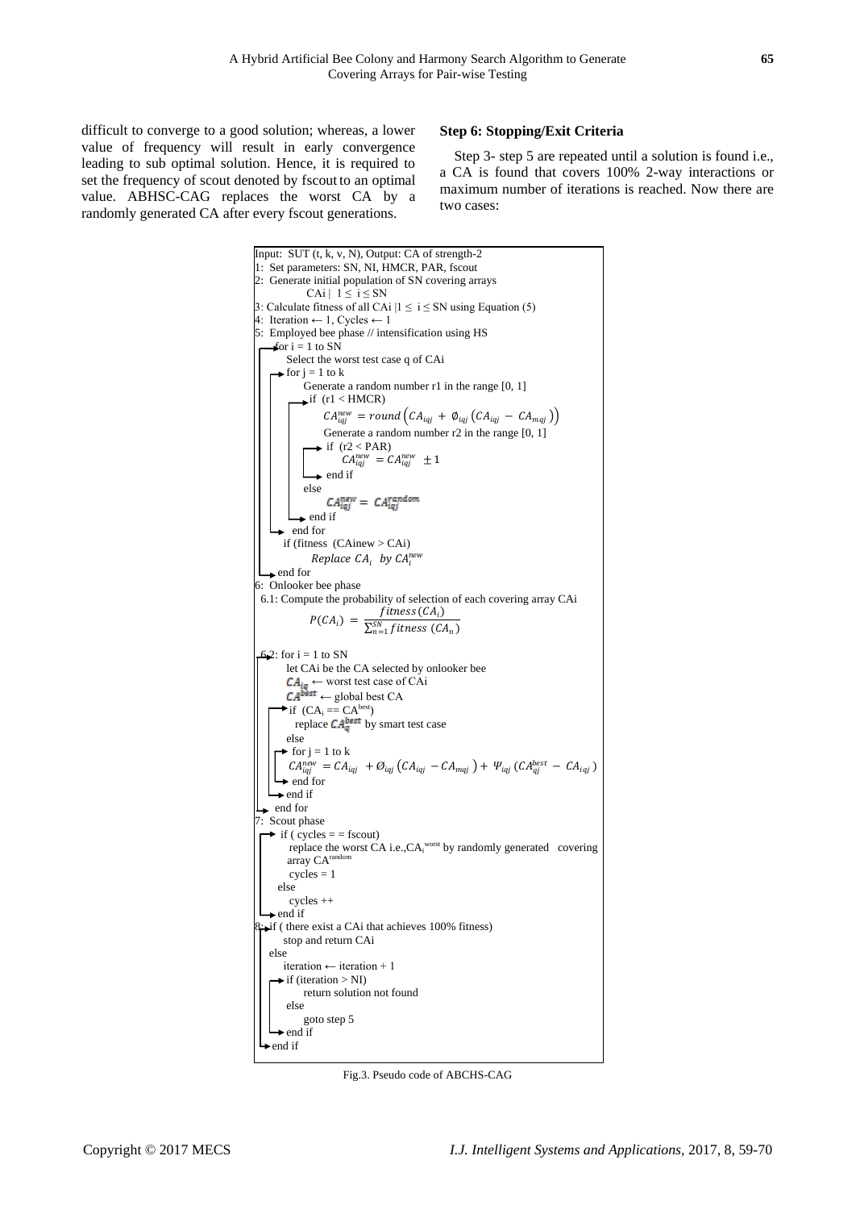difficult to converge to a good solution; whereas, a lower value of frequency will result in early convergence leading to sub optimal solution. Hence, it is required to set the frequency of scout denoted by fscout to an optimal value. ABHSC-CAG replaces the worst CA by a randomly generated CA after every fscout generations.

**Step 6: Stopping/Exit Criteria**

Step 3- step 5 are repeated until a solution is found i.e., a CA is found that covers 100% 2-way interactions or maximum number of iterations is reached. Now there are two cases:

```
Input:  SUT (t, k, v, N), Output: CA of strength-2
1:  Set parameters: SN, NI, HMCR, PAR, fscout
2:  Generate initial population of SN covering arrays
        CAi |  1 ≤ i ≤ SN
3: Calculate fitness of all CAi |1 ≤ i ≤ SN using Equation (5)
4:  Iteration ← 1, Cycles ← 1
5:  Employed bee phase // intensification using HS
    for i = 1 to SN
      Select the worst test case q of CAi
      for j = 1 to k
          Generate a random number r1 in the range [0, 1]
          if (r1 < HMCR)
              CA^new_iqj = round(CA_iqj + ∅_iqj (CA_iqj − CA_mqj))
              Generate a random number r2 in the range [0, 1]
              if (r2 < PAR)
                  CA^new_iqj = CA^new_iqj ± 1
              end if
          else
              CA^new_iqj = CA^random_iqj
          end if
      end for
      if (fitness (CAinew > CAi)
          Replace CA_i by CA_i^new
    end for
6:  Onlooker bee phase
  6.1: Compute the probability of selection of each covering array CAi
          P(CA_i) = fitness(CA_i) / Σ_{n=1}^{SN} fitness(CA_n)

  6.2: for i = 1 to SN
      let CAi be the CA selected by onlooker bee
      CA_iq ← worst test case of CAi
      CA^best ← global best CA
      if (CA_i == CA^best)
        replace CA_q^best by smart test case
      else
        for j = 1 to k
          CA^new_iqj = CA_iqj + Ø_iqj (CA_iqj − CA_mqj) + Ψ_iqj (CA^best_qj − CA_iqj)
        end for
      end if
    end for
7:  Scout phase
    if ( cycles = = fscout)
      replace the worst CA i.e.,CA_i^worst by randomly generated covering
      array CA^random
      cycles = 1
    else
      cycles ++
    end if
8: if ( there exist a CAi that achieves 100% fitness)
      stop and return CAi
   else
      iteration ← iteration + 1
      if (iteration > NI)
          return solution not found
      else
          goto step 5
      end if
   end if
```

Fig.3. Pseudo code of ABCHS-CAG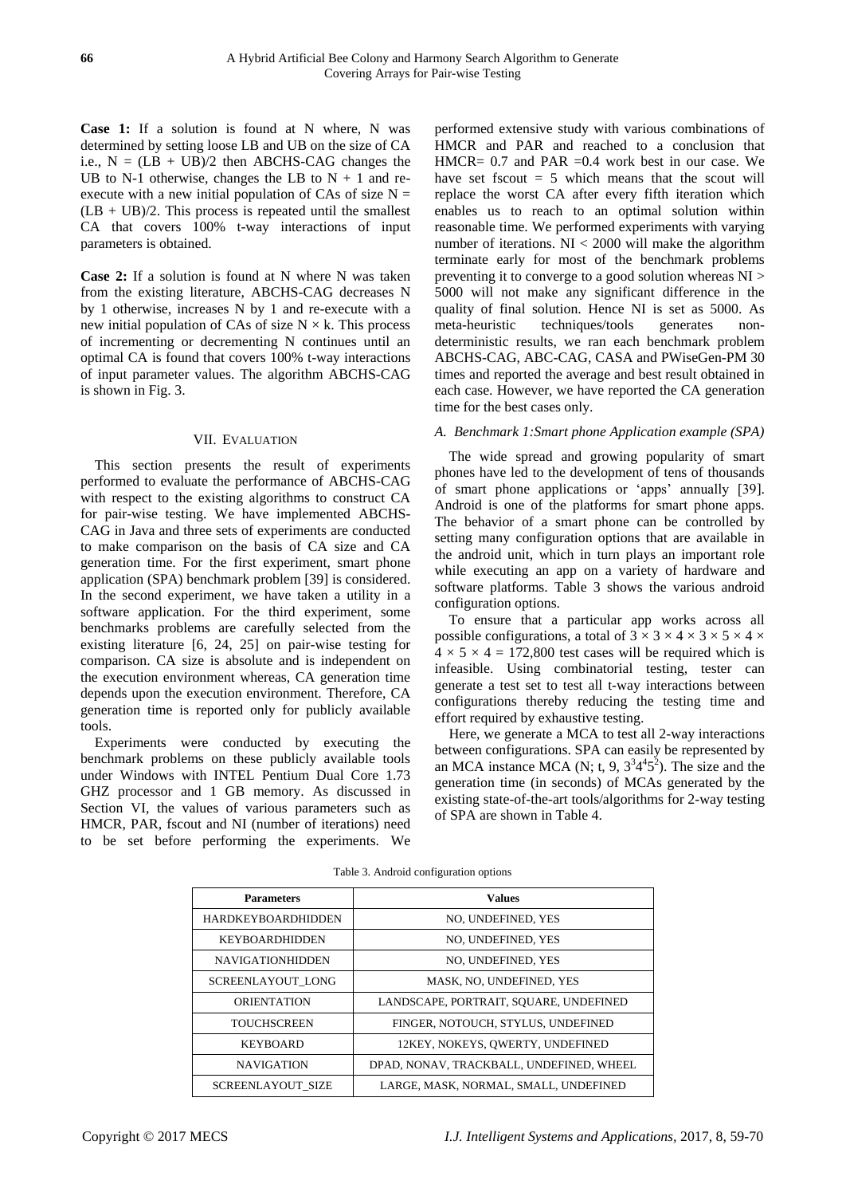**Case 1:** If a solution is found at N where, N was determined by setting loose LB and UB on the size of CA i.e., N = (LB + UB)/2 then ABCHS-CAG changes the UB to N-1 otherwise, changes the LB to N + 1 and re-execute with a new initial population of CAs of size N = (LB + UB)/2. This process is repeated until the smallest CA that covers 100% t-way interactions of input parameters is obtained.

**Case 2:** If a solution is found at N where N was taken from the existing literature, ABCHS-CAG decreases N by 1 otherwise, increases N by 1 and re-execute with a new initial population of CAs of size N × k. This process of incrementing or decrementing N continues until an optimal CA is found that covers 100% t-way interactions of input parameter values. The algorithm ABCHS-CAG is shown in Fig. 3.

## VII. Evaluation

This section presents the result of experiments performed to evaluate the performance of ABCHS-CAG with respect to the existing algorithms to construct CA for pair-wise testing. We have implemented ABCHS-CAG in Java and three sets of experiments are conducted to make comparison on the basis of CA size and CA generation time. For the first experiment, smart phone application (SPA) benchmark problem [39] is considered. In the second experiment, we have taken a utility in a software application. For the third experiment, some benchmarks problems are carefully selected from the existing literature [6, 24, 25] on pair-wise testing for comparison. CA size is absolute and is independent on the execution environment whereas, CA generation time depends upon the execution environment. Therefore, CA generation time is reported only for publicly available tools.

Experiments were conducted by executing the benchmark problems on these publicly available tools under Windows with INTEL Pentium Dual Core 1.73 GHZ processor and 1 GB memory. As discussed in Section VI, the values of various parameters such as HMCR, PAR, fscout and NI (number of iterations) need to be set before performing the experiments. We performed extensive study with various combinations of HMCR and PAR and reached to a conclusion that HMCR= 0.7 and PAR =0.4 work best in our case. We have set fscout = 5 which means that the scout will replace the worst CA after every fifth iteration which enables us to reach to an optimal solution within reasonable time. We performed experiments with varying number of iterations. NI < 2000 will make the algorithm terminate early for most of the benchmark problems preventing it to converge to a good solution whereas NI > 5000 will not make any significant difference in the quality of final solution. Hence NI is set as 5000. As meta-heuristic techniques/tools generates non-deterministic results, we ran each benchmark problem ABCHS-CAG, ABC-CAG, CASA and PWiseGen-PM 30 times and reported the average and best result obtained in each case. However, we have reported the CA generation time for the best cases only.

### *A. Benchmark 1:Smart phone Application example (SPA)*

The wide spread and growing popularity of smart phones have led to the development of tens of thousands of smart phone applications or 'apps' annually [39]. Android is one of the platforms for smart phone apps. The behavior of a smart phone can be controlled by setting many configuration options that are available in the android unit, which in turn plays an important role while executing an app on a variety of hardware and software platforms. Table 3 shows the various android configuration options.

To ensure that a particular app works across all possible configurations, a total of $3 \times 3 \times 4 \times 3 \times 5 \times 4 \times 4 \times 5 \times 4 = 172{,}800$ test cases will be required which is infeasible. Using combinatorial testing, tester can generate a test set to test all t-way interactions between configurations thereby reducing the testing time and effort required by exhaustive testing.

Here, we generate a MCA to test all 2-way interactions between configurations. SPA can easily be represented by an MCA instance MCA (N; t, 9, $3^3 4^4 5^2$). The size and the generation time (in seconds) of MCAs generated by the existing state-of-the-art tools/algorithms for 2-way testing of SPA are shown in Table 4.

Table 3. Android configuration options

| Parameters | Values |
|---|---|
| HARDKEYBOARDHIDDEN | NO, UNDEFINED, YES |
| KEYBOARDHIDDEN | NO, UNDEFINED, YES |
| NAVIGATIONHIDDEN | NO, UNDEFINED, YES |
| SCREENLAYOUT_LONG | MASK, NO, UNDEFINED, YES |
| ORIENTATION | LANDSCAPE, PORTRAIT, SQUARE, UNDEFINED |
| TOUCHSCREEN | FINGER, NOTOUCH, STYLUS, UNDEFINED |
| KEYBOARD | 12KEY, NOKEYS, QWERTY, UNDEFINED |
| NAVIGATION | DPAD, NONAV, TRACKBALL, UNDEFINED, WHEEL |
| SCREENLAYOUT_SIZE | LARGE, MASK, NORMAL, SMALL, UNDEFINED |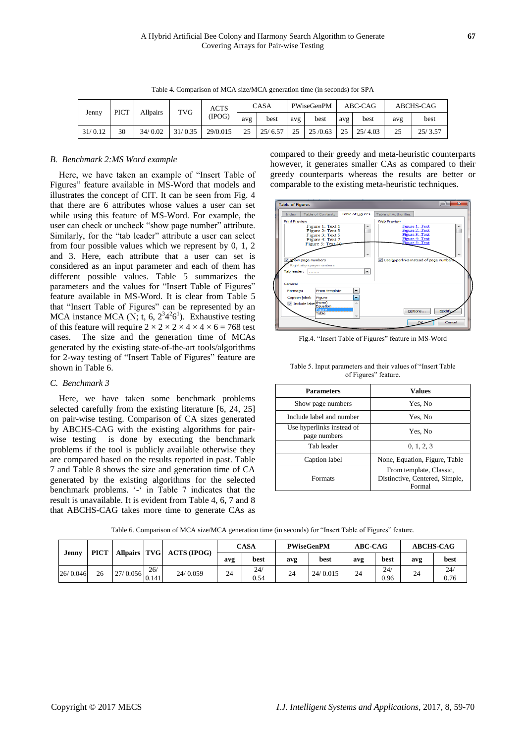Table 4. Comparison of MCA size/MCA generation time (in seconds) for SPA

| Jenny | PICT | Allpairs | TVG | ACTS (IPOG) | CASA | | PWiseGenPM | | ABC-CAG | | ABCHS-CAG | |
|---|---|---|---|---|---|---|---|---|---|---|---|---|
| | | | | | avg | best | avg | best | avg | best | avg | best |
| 31/ 0.12 | 30 | 34/ 0.02 | 31/ 0.35 | 29/0.015 | 25 | 25/ 6.57 | 25 | 25 /0.63 | 25 | 25/ 4.03 | 25 | 25/ 3.57 |

### *B. Benchmark 2:MS Word example*

Here, we have taken an example of "Insert Table of Figures" feature available in MS-Word that models and illustrates the concept of CIT. It can be seen from Fig. 4 that there are 6 attributes whose values a user can set while using this feature of MS-Word. For example, the user can check or uncheck "show page number" attribute. Similarly, for the "tab leader" attribute a user can select from four possible values which we represent by 0, 1, 2 and 3. Here, each attribute that a user can set is considered as an input parameter and each of them has different possible values. Table 5 summarizes the parameters and the values for "Insert Table of Figures" feature available in MS-Word. It is clear from Table 5 that "Insert Table of Figures" can be represented by an MCA instance MCA (N; t, 6, $2^3 4^2 6^1$). Exhaustive testing of this feature will require $2 \times 2 \times 2 \times 4 \times 4 \times 6 = 768$ test cases. The size and the generation time of MCAs generated by the existing state-of-the-art tools/algorithms for 2-way testing of "Insert Table of Figures" feature are shown in Table 6.

### *C. Benchmark 3*

Here, we have taken some benchmark problems selected carefully from the existing literature [6, 24, 25] on pair-wise testing. Comparison of CA sizes generated by ABCHS-CAG with the existing algorithms for pair-wise testing is done by executing the benchmark problems if the tool is publicly available otherwise they are compared based on the results reported in past. Table 7 and Table 8 shows the size and generation time of CA generated by the existing algorithms for the selected benchmark problems. '-' in Table 7 indicates that the result is unavailable. It is evident from Table 4, 6, 7 and 8 that ABCHS-CAG takes more time to generate CAs as compared to their greedy and meta-heuristic counterparts however, it generates smaller CAs as compared to their greedy counterparts whereas the results are better or comparable to the existing meta-heuristic techniques.

Fig.4. "Insert Table of Figures" feature in MS-Word

Table 5. Input parameters and their values of "Insert Table of Figures" feature.

| Parameters | Values |
|---|---|
| Show page numbers | Yes, No |
| Include label and number | Yes, No |
| Use hyperlinks instead of page numbers | Yes, No |
| Tab leader | 0, 1, 2, 3 |
| Caption label | None, Equation, Figure, Table |
| Formats | From template, Classic, Distinctive, Centered, Simple, Formal |

Table 6. Comparison of MCA size/MCA generation time (in seconds) for "Insert Table of Figures" feature.

| Jenny | PICT | Allpairs | TVG | ACTS (IPOG) | CASA | | PWiseGenPM | | ABC-CAG | | ABCHS-CAG | |
|---|---|---|---|---|---|---|---|---|---|---|---|---|
| | | | | | avg | best | avg | best | avg | best | avg | best |
| 26/ 0.046 | 26 | 27/ 0.056 | 26/ 0.141 | 24/ 0.059 | 24 | 24/ 0.54 | 24 | 24/ 0.015 | 24 | 24/ 0.96 | 24 | 24/ 0.76 |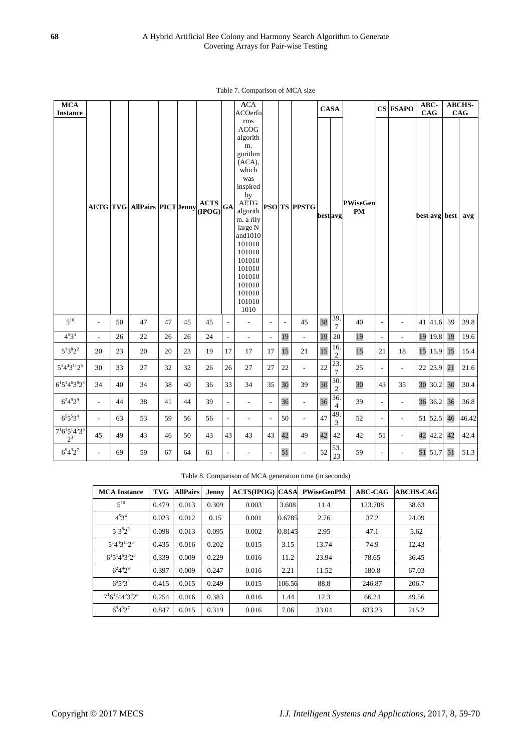Table 7. Comparison of MCA size

| MCA Instance | AETG | TVG | AllPairs | PICT | Jenny | ACTS (IPOG) | GA | ACA ACOerfo rms ACOG algorith m. gorithm (ACA), which was inspired by AETG algorith m. a rily large N and1010 101010 101010 101010 101010 101010 101010 101010 101010 1010 | PSO | TS | PPSTG | CASA | | PWiseGen PM | CS | FSAPO | ABC-CAG | | ABCHS-CAG | |
|---|---|---|---|---|---|---|---|---|---|---|---|---|---|---|---|---|---|---|---|---|
| | | | | | | | | | | | | best | avg | | | | best | avg | best | avg |
| $5^{10}$ | - | 50 | 47 | 47 | 45 | 45 | - | - | - | - | 45 | 38 | 39.7 | 40 | - | - | 41 | 41.6 | 39 | 39.8 |
| $4^5 3^4$ | - | 26 | 22 | 26 | 26 | 24 | - | - | - | 19 | - | 19 | 20 | 19 | - | - | 19 | 19.8 | 19 | 19.6 |
| $5^1 3^8 2^2$ | 20 | 23 | 20 | 20 | 23 | 19 | 17 | 17 | 17 | 15 | 21 | 15 | 16.2 | 15 | 21 | 18 | 15 | 15.9 | 15 | 15.4 |
| $5^1 4^4 3^{11} 2^5$ | 30 | 33 | 27 | 32 | 32 | 26 | 26 | 27 | 27 | 22 | - | 22 | 23.7 | 25 | - | - | 22 | 23.9 | 21 | 21.6 |
| $6^1 5^1 4^6 3^8 2^3$ | 34 | 40 | 34 | 38 | 40 | 36 | 33 | 34 | 35 | 30 | 39 | 30 | 30.2 | 30 | 43 | 35 | 30 | 30.2 | 30 | 30.4 |
| $6^2 4^9 2^9$ | - | 44 | 38 | 41 | 44 | 39 | - | - | - | 36 | - | 36 | 36.4 | 39 | - | - | 36 | 36.2 | 36 | 36.8 |
| $6^5 5^5 3^4$ | - | 63 | 53 | 59 | 56 | 56 | - | - | - | 50 | - | 47 | 49.3 | 52 | - | - | 51 | 52.5 | 46 | 46.42 |
| $7^1 6^1 5^1 4^5 3^8 2^3$ | 45 | 49 | 43 | 46 | 50 | 43 | 43 | 43 | 43 | 42 | 49 | 42 | 42 | 42 | 51 | - | 42 | 42.2 | 42 | 42.4 |
| $6^9 4^3 2^7$ | - | 69 | 59 | 67 | 64 | 61 | - | - | - | 51 | - | 52 | 53.23 | 59 | - | - | 51 | 51.7 | 51 | 51.3 |

Table 8. Comparison of MCA generation time (in seconds)

| MCA Instance | TVG | AllPairs | Jenny | ACTS(IPOG) | CASA | PWiseGenPM | ABC-CAG | ABCHS-CAG |
|---|---|---|---|---|---|---|---|---|
| $5^{10}$ | 0.479 | 0.013 | 0.309 | 0.003 | 3.608 | 11.4 | 123.708 | 38.63 |
| $4^5 3^4$ | 0.023 | 0.012 | 0.15 | 0.001 | 0.6785 | 2.76 | 37.2 | 24.09 |
| $5^1 3^8 2^2$ | 0.098 | 0.013 | 0.095 | 0.002 | 0.8145 | 2.95 | 47.1 | 5.62 |
| $5^1 4^4 3^{11} 2^5$ | 0.435 | 0.016 | 0.202 | 0.015 | 3.15 | 13.74 | 74.9 | 12.43 |
| $6^1 5^1 4^6 3^8 2^3$ | 0.339 | 0.009 | 0.229 | 0.016 | 11.2 | 23.94 | 78.65 | 36.45 |
| $6^2 4^9 2^9$ | 0.397 | 0.009 | 0.247 | 0.016 | 2.21 | 11.52 | 180.8 | 67.03 |
| $6^5 5^5 3^4$ | 0.415 | 0.015 | 0.249 | 0.015 | 106.56 | 88.8 | 246.87 | 206.7 |
| $7^1 6^1 5^1 4^5 3^8 2^3$ | 0.254 | 0.016 | 0.383 | 0.016 | 1.44 | 12.3 | 66.24 | 49.56 |
| $6^9 4^3 2^7$ | 0.847 | 0.015 | 0.319 | 0.016 | 7.06 | 33.04 | 633.23 | 215.2 |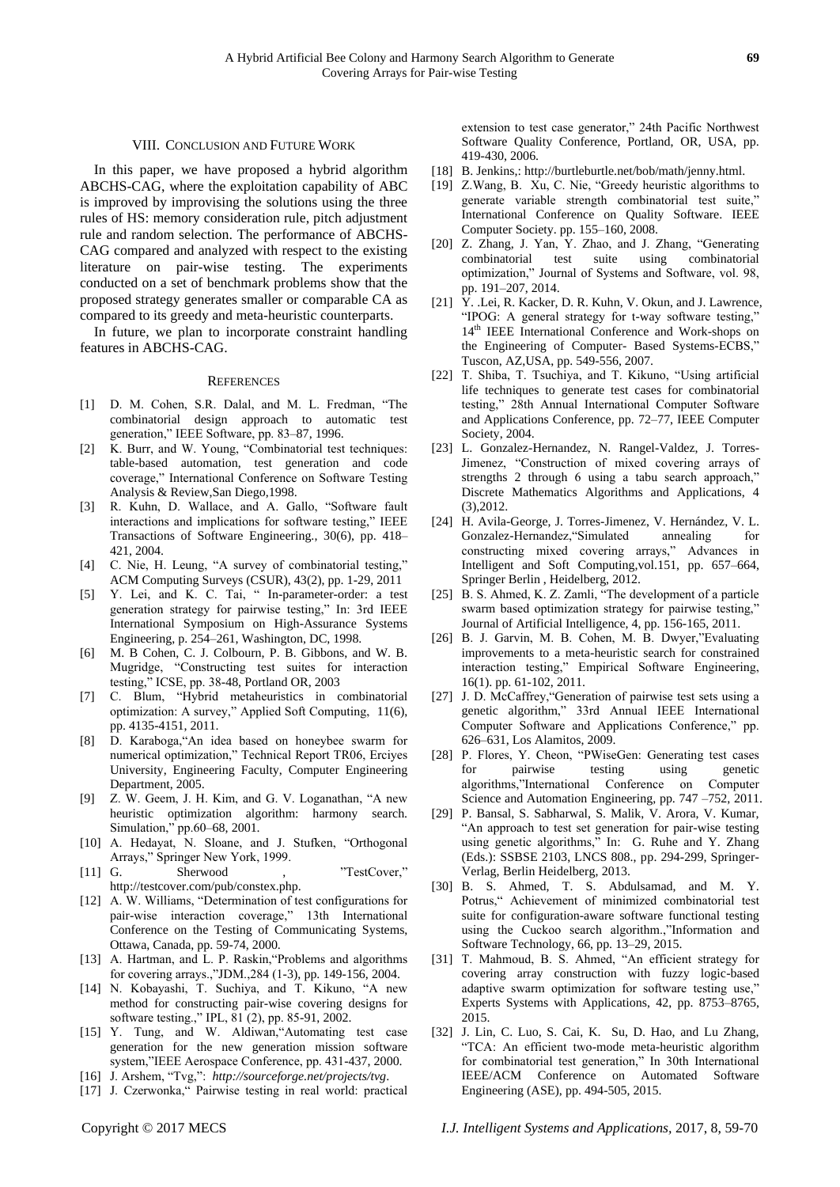## VIII. Conclusion and Future Work

In this paper, we have proposed a hybrid algorithm ABCHS-CAG, where the exploitation capability of ABC is improved by improvising the solutions using the three rules of HS: memory consideration rule, pitch adjustment rule and random selection. The performance of ABCHS-CAG compared and analyzed with respect to the existing literature on pair-wise testing. The experiments conducted on a set of benchmark problems show that the proposed strategy generates smaller or comparable CA as compared to its greedy and meta-heuristic counterparts.

In future, we plan to incorporate constraint handling features in ABCHS-CAG.

## References

- [1] D. M. Cohen, S.R. Dalal, and M. L. Fredman, "The combinatorial design approach to automatic test generation," IEEE Software, pp. 83–87, 1996.
- [2] K. Burr, and W. Young, "Combinatorial test techniques: table-based automation, test generation and code coverage," International Conference on Software Testing Analysis & Review,San Diego,1998.
- [3] R. Kuhn, D. Wallace, and A. Gallo, "Software fault interactions and implications for software testing," IEEE Transactions of Software Engineering., 30(6), pp. 418–421, 2004.
- [4] C. Nie, H. Leung, "A survey of combinatorial testing," ACM Computing Surveys (CSUR), 43(2), pp. 1-29, 2011
- [5] Y. Lei, and K. C. Tai, " In-parameter-order: a test generation strategy for pairwise testing," In: 3rd IEEE International Symposium on High-Assurance Systems Engineering, p. 254–261, Washington, DC, 1998.
- [6] M. B Cohen, C. J. Colbourn, P. B. Gibbons, and W. B. Mugridge, "Constructing test suites for interaction testing," ICSE, pp. 38-48, Portland OR, 2003
- [7] C. Blum, "Hybrid metaheuristics in combinatorial optimization: A survey," Applied Soft Computing, 11(6), pp. 4135-4151, 2011.
- [8] D. Karaboga,"An idea based on honeybee swarm for numerical optimization," Technical Report TR06, Erciyes University, Engineering Faculty, Computer Engineering Department, 2005.
- [9] Z. W. Geem, J. H. Kim, and G. V. Loganathan, "A new heuristic optimization algorithm: harmony search. Simulation," pp.60–68, 2001.
- [10] A. Hedayat, N. Sloane, and J. Stufken, "Orthogonal Arrays," Springer New York, 1999.
- [11] G. Sherwood , "TestCover," http://testcover.com/pub/constex.php.
- [12] A. W. Williams, "Determination of test configurations for pair-wise interaction coverage," 13th International Conference on the Testing of Communicating Systems, Ottawa, Canada, pp. 59-74, 2000.
- [13] A. Hartman, and L. P. Raskin,"Problems and algorithms for covering arrays.,"JDM.,284 (1-3), pp. 149-156, 2004.
- [14] N. Kobayashi, T. Suchiya, and T. Kikuno, "A new method for constructing pair-wise covering designs for software testing.," IPL, 81 (2), pp. 85-91, 2002.
- [15] Y. Tung, and W. Aldiwan,"Automating test case generation for the new generation mission software system,"IEEE Aerospace Conference, pp. 431-437, 2000.
- [16] J. Arshem, "Tvg,": *http://sourceforge.net/projects/tvg*.
- [17] J. Czerwonka," Pairwise testing in real world: practical extension to test case generator," 24th Pacific Northwest Software Quality Conference, Portland, OR, USA, pp. 419-430, 2006.
- [18] B. Jenkins,: http://burtleburtle.net/bob/math/jenny.html.
- [19] Z.Wang, B. Xu, C. Nie, "Greedy heuristic algorithms to generate variable strength combinatorial test suite," International Conference on Quality Software. IEEE Computer Society. pp. 155–160, 2008.
- [20] Z. Zhang, J. Yan, Y. Zhao, and J. Zhang, "Generating combinatorial test suite using combinatorial optimization," Journal of Systems and Software, vol. 98, pp. 191–207, 2014.
- [21] Y. .Lei, R. Kacker, D. R. Kuhn, V. Okun, and J. Lawrence, "IPOG: A general strategy for t-way software testing," 14th IEEE International Conference and Work-shops on the Engineering of Computer- Based Systems-ECBS," Tuscon, AZ,USA, pp. 549-556, 2007.
- [22] T. Shiba, T. Tsuchiya, and T. Kikuno, "Using artificial life techniques to generate test cases for combinatorial testing," 28th Annual International Computer Software and Applications Conference, pp. 72–77, IEEE Computer Society, 2004.
- [23] L. Gonzalez-Hernandez, N. Rangel-Valdez, J. Torres-Jimenez, "Construction of mixed covering arrays of strengths 2 through 6 using a tabu search approach," Discrete Mathematics Algorithms and Applications, 4 (3),2012.
- [24] H. Avila-George, J. Torres-Jimenez, V. Hernández, V. L. Gonzalez-Hernandez,"Simulated annealing for constructing mixed covering arrays," Advances in Intelligent and Soft Computing,vol.151, pp. 657–664, Springer Berlin , Heidelberg, 2012.
- [25] B. S. Ahmed, K. Z. Zamli, "The development of a particle swarm based optimization strategy for pairwise testing," Journal of Artificial Intelligence, 4, pp. 156-165, 2011.
- [26] B. J. Garvin, M. B. Cohen, M. B. Dwyer,"Evaluating improvements to a meta-heuristic search for constrained interaction testing," Empirical Software Engineering, 16(1). pp. 61-102, 2011.
- [27] J. D. McCaffrey,"Generation of pairwise test sets using a genetic algorithm," 33rd Annual IEEE International Computer Software and Applications Conference," pp. 626–631, Los Alamitos, 2009.
- [28] P. Flores, Y. Cheon, "PWiseGen: Generating test cases for pairwise testing using genetic algorithms,"International Conference on Computer Science and Automation Engineering, pp. 747 –752, 2011.
- [29] P. Bansal, S. Sabharwal, S. Malik, V. Arora, V. Kumar, "An approach to test set generation for pair-wise testing using genetic algorithms," In: G. Ruhe and Y. Zhang (Eds.): SSBSE 2103, LNCS 808., pp. 294-299, Springer-Verlag, Berlin Heidelberg, 2013.
- [30] B. S. Ahmed, T. S. Abdulsamad, and M. Y. Potrus," Achievement of minimized combinatorial test suite for configuration-aware software functional testing using the Cuckoo search algorithm.,"Information and Software Technology, 66, pp. 13–29, 2015.
- [31] T. Mahmoud, B. S. Ahmed, "An efficient strategy for covering array construction with fuzzy logic-based adaptive swarm optimization for software testing use," Experts Systems with Applications, 42, pp. 8753–8765, 2015.
- [32] J. Lin, C. Luo, S. Cai, K. Su, D. Hao, and Lu Zhang, "TCA: An efficient two-mode meta-heuristic algorithm for combinatorial test generation," In 30th International IEEE/ACM Conference on Automated Software Engineering (ASE), pp. 494-505, 2015.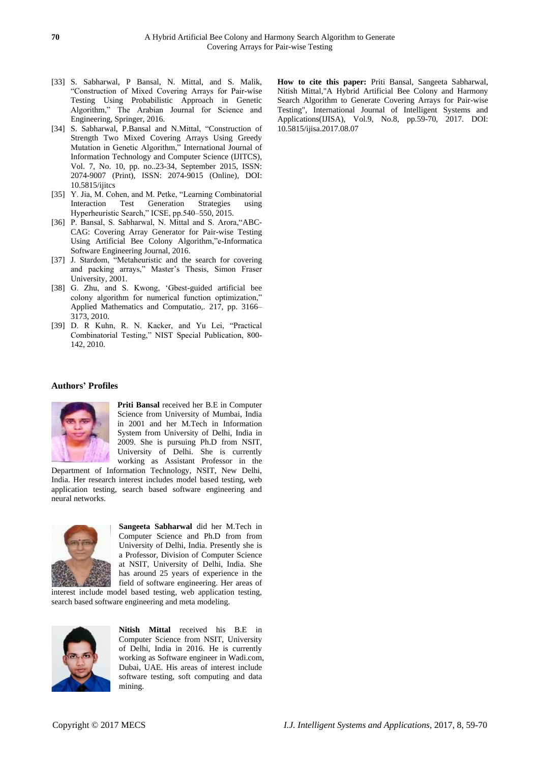[33] S. Sabharwal, P Bansal, N. Mittal, and S. Malik, "Construction of Mixed Covering Arrays for Pair-wise Testing Using Probabilistic Approach in Genetic Algorithm," The Arabian Journal for Science and Engineering, Springer, 2016.

[34] S. Sabharwal, P.Bansal and N.Mittal, "Construction of Strength Two Mixed Covering Arrays Using Greedy Mutation in Genetic Algorithm," International Journal of Information Technology and Computer Science (IJITCS), Vol. 7, No. 10, pp. no..23-34, September 2015, ISSN: 2074-9007 (Print), ISSN: 2074-9015 (Online), DOI: 10.5815/ijitcs

[35] Y. Jia, M. Cohen, and M. Petke, "Learning Combinatorial Interaction Test Generation Strategies using Hyperheuristic Search," ICSE, pp.540–550, 2015.

[36] P. Bansal, S. Sabharwal, N. Mittal and S. Arora,"ABC-CAG: Covering Array Generator for Pair-wise Testing Using Artificial Bee Colony Algorithm,"e-Informatica Software Engineering Journal, 2016.

[37] J. Stardom, "Metaheuristic and the search for covering and packing arrays," Master's Thesis, Simon Fraser University, 2001.

[38] G. Zhu, and S. Kwong, 'Gbest-guided artificial bee colony algorithm for numerical function optimization," Applied Mathematics and Computatio,. 217, pp. 3166–3173, 2010.

[39] D. R Kuhn, R. N. Kacker, and Yu Lei, "Practical Combinatorial Testing," NIST Special Publication, 800-142, 2010.

### Authors' Profiles

**Priti Bansal** received her B.E in Computer Science from University of Mumbai, India in 2001 and her M.Tech in Information System from University of Delhi, India in 2009. She is pursuing Ph.D from NSIT, University of Delhi. She is currently working as Assistant Professor in the Department of Information Technology, NSIT, New Delhi, India. Her research interest includes model based testing, web application testing, search based software engineering and neural networks.

**Sangeeta Sabharwal** did her M.Tech in Computer Science and Ph.D from from University of Delhi, India. Presently she is a Professor, Division of Computer Science at NSIT, University of Delhi, India. She has around 25 years of experience in the field of software engineering. Her areas of interest include model based testing, web application testing, search based software engineering and meta modeling.

**Nitish Mittal** received his B.E in Computer Science from NSIT, University of Delhi, India in 2016. He is currently working as Software engineer in Wadi.com, Dubai, UAE. His areas of interest include software testing, soft computing and data mining.

**How to cite this paper:** Priti Bansal, Sangeeta Sabharwal, Nitish Mittal,"A Hybrid Artificial Bee Colony and Harmony Search Algorithm to Generate Covering Arrays for Pair-wise Testing", International Journal of Intelligent Systems and Applications(IJISA), Vol.9, No.8, pp.59-70, 2017. DOI: 10.5815/ijisa.2017.08.07